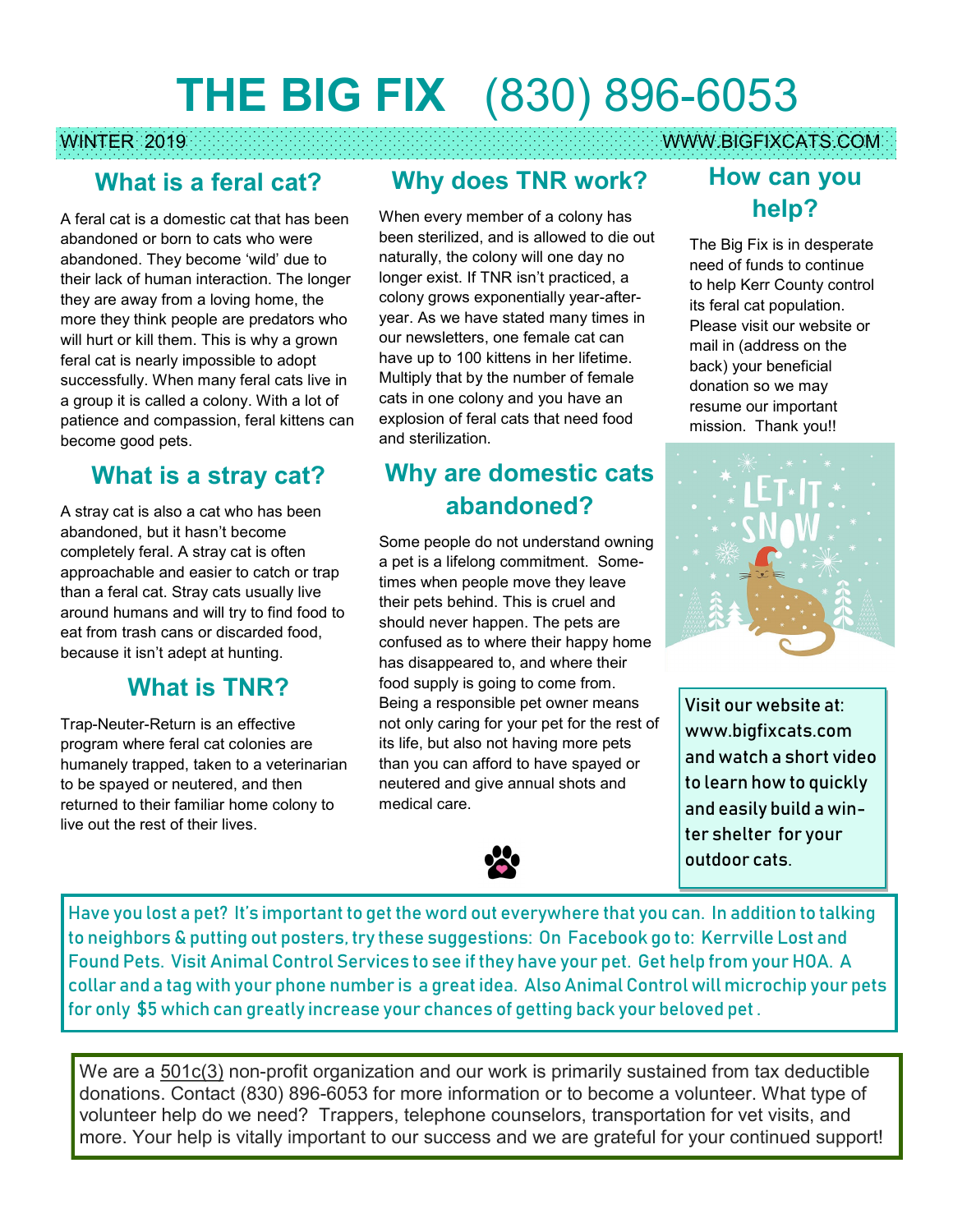# THE BIG FIX (830) 896-6053

WINTER 2019 WWW.BIGFIXCATS.COM

## What is a feral cat?

A feral cat is a domestic cat that has been abandoned or born to cats who were abandoned. They become 'wild' due to their lack of human interaction. The longer they are away from a loving home, the more they think people are predators who will hurt or kill them. This is why a grown feral cat is nearly impossible to adopt successfully. When many feral cats live in a group it is called a colony. With a lot of patience and compassion, feral kittens can become good pets.

## What is a stray cat?

A stray cat is also a cat who has been abandoned, but it hasn't become completely feral. A stray cat is often approachable and easier to catch or trap than a feral cat. Stray cats usually live around humans and will try to find food to eat from trash cans or discarded food, because it isn't adept at hunting.

## What is TNR?

Trap-Neuter-Return is an effective program where feral cat colonies are humanely trapped, taken to a veterinarian to be spayed or neutered, and then returned to their familiar home colony to live out the rest of their lives.

## Why does TNR work?

When every member of a colony has been sterilized, and is allowed to die out naturally, the colony will one day no longer exist. If TNR isn't practiced, a colony grows exponentially year-after-year. As we have stated many times in our newsletters, one female cat can have up to 100 kittens in her lifetime. Multiply that by the number of female cats in one colony and you have an explosion of feral cats that need food and sterilization.

## Why are domestic cats abandoned?

Some people do not understand owning a pet is a lifelong commitment. Sometimes when people move they leave their pets behind. This is cruel and should never happen. The pets are confused as to where their happy home has disappeared to, and where their food supply is going to come from. Being a responsible pet owner means not only caring for your pet for the rest of its life, but also not having more pets than you can afford to have spayed or neutered and give annual shots and medical care.

## How can you help?

The Big Fix is in desperate need of funds to continue to help Kerr County control its feral cat population. Please visit our website or mail in (address on the back) your beneficial donation so we may resume our important mission. Thank you!!

Visit our website at: www.bigfixcats.com and watch a short video to learn how to quickly and easily build a winter shelter for your outdoor cats.

Have you lost a pet? It's important to get the word out everywhere that you can. In addition to talking to neighbors & putting out posters, try these suggestions: On Facebook go to: Kerrville Lost and Found Pets. Visit Animal Control Services to see if they have your pet. Get help from your HOA. A collar and a tag with your phone number is a great idea. Also Animal Control will microchip your pets for only $5 which can greatly increase your chances of getting back your beloved pet.

We are a 501c(3) non-profit organization and our work is primarily sustained from tax deductible donations. Contact (830) 896-6053 for more information or to become a volunteer. What type of volunteer help do we need? Trappers, telephone counselors, transportation for vet visits, and more. Your help is vitally important to our success and we are grateful for your continued support!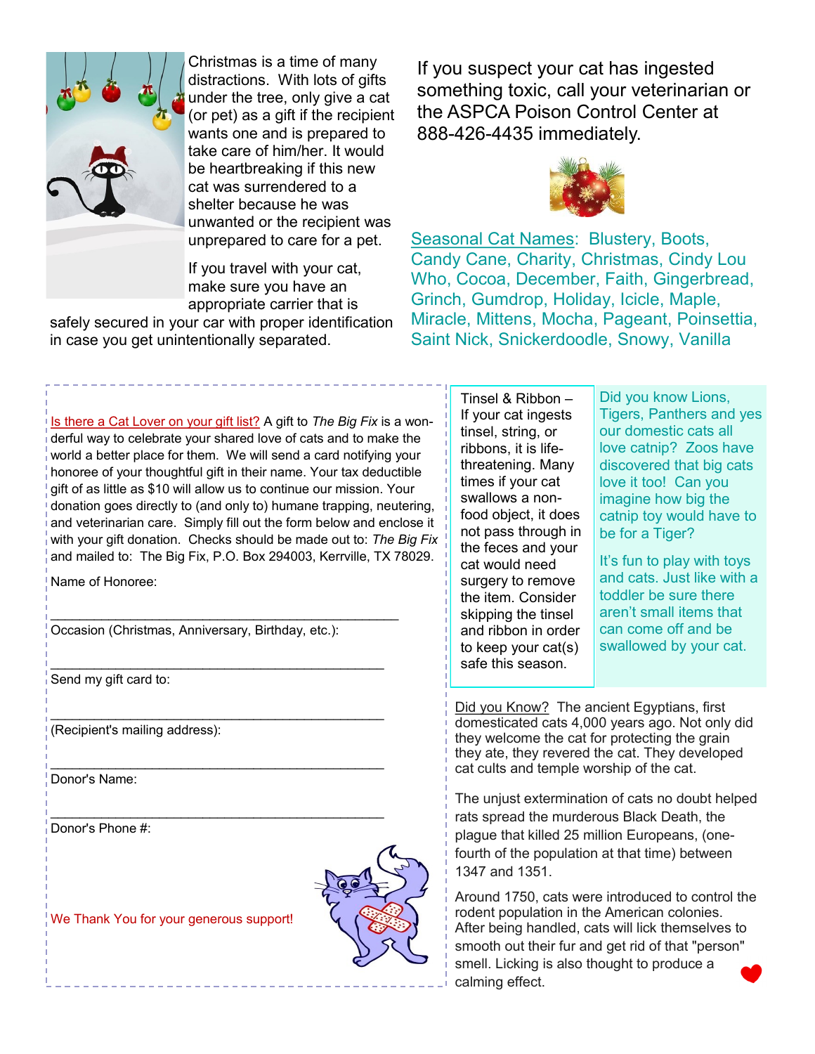Christmas is a time of many distractions. With lots of gifts under the tree, only give a cat (or pet) as a gift if the recipient wants one and is prepared to take care of him/her. It would be heartbreaking if this new cat was surrendered to a shelter because he was unwanted or the recipient was unprepared to care for a pet.

If you travel with your cat, make sure you have an appropriate carrier that is safely secured in your car with proper identification in case you get unintentionally separated.

If you suspect your cat has ingested something toxic, call your veterinarian or the ASPCA Poison Control Center at 888-426-4435 immediately.

Seasonal Cat Names: Blustery, Boots, Candy Cane, Charity, Christmas, Cindy Lou Who, Cocoa, December, Faith, Gingerbread, Grinch, Gumdrop, Holiday, Icicle, Maple, Miracle, Mittens, Mocha, Pageant, Poinsettia, Saint Nick, Snickerdoodle, Snowy, Vanilla

Is there a Cat Lover on your gift list? A gift to *The Big Fix* is a wonderful way to celebrate your shared love of cats and to make the world a better place for them. We will send a card notifying your honoree of your thoughtful gift in their name. Your tax deductible gift of as little as $10 will allow us to continue our mission. Your donation goes directly to (and only to) humane trapping, neutering, and veterinarian care. Simply fill out the form below and enclose it with your gift donation. Checks should be made out to: *The Big Fix* and mailed to: The Big Fix, P.O. Box 294003, Kerrville, TX 78029.

Name of Honoree:

_______________________________________________

Occasion (Christmas, Anniversary, Birthday, etc.):

_______________________________________________

Send my gift card to:

_______________________________________________

(Recipient's mailing address):

_______________________________________________

Donor's Name:

_______________________________________________

Donor's Phone #:

We Thank You for your generous support!

Tinsel & Ribbon – If your cat ingests tinsel, string, or ribbons, it is life-threatening. Many times if your cat swallows a non-food object, it does not pass through in the feces and your cat would need surgery to remove the item. Consider skipping the tinsel and ribbon in order to keep your cat(s) safe this season.

Did you know Lions, Tigers, Panthers and yes our domestic cats all love catnip? Zoos have discovered that big cats love it too! Can you imagine how big the catnip toy would have to be for a Tiger?

It's fun to play with toys and cats. Just like with a toddler be sure there aren't small items that can come off and be swallowed by your cat.

Did you Know? The ancient Egyptians, first domesticated cats 4,000 years ago. Not only did they welcome the cat for protecting the grain they ate, they revered the cat. They developed cat cults and temple worship of the cat.

The unjust extermination of cats no doubt helped rats spread the murderous Black Death, the plague that killed 25 million Europeans, (one-fourth of the population at that time) between 1347 and 1351.

Around 1750, cats were introduced to control the rodent population in the American colonies. After being handled, cats will lick themselves to smooth out their fur and get rid of that "person" smell. Licking is also thought to produce a calming effect.